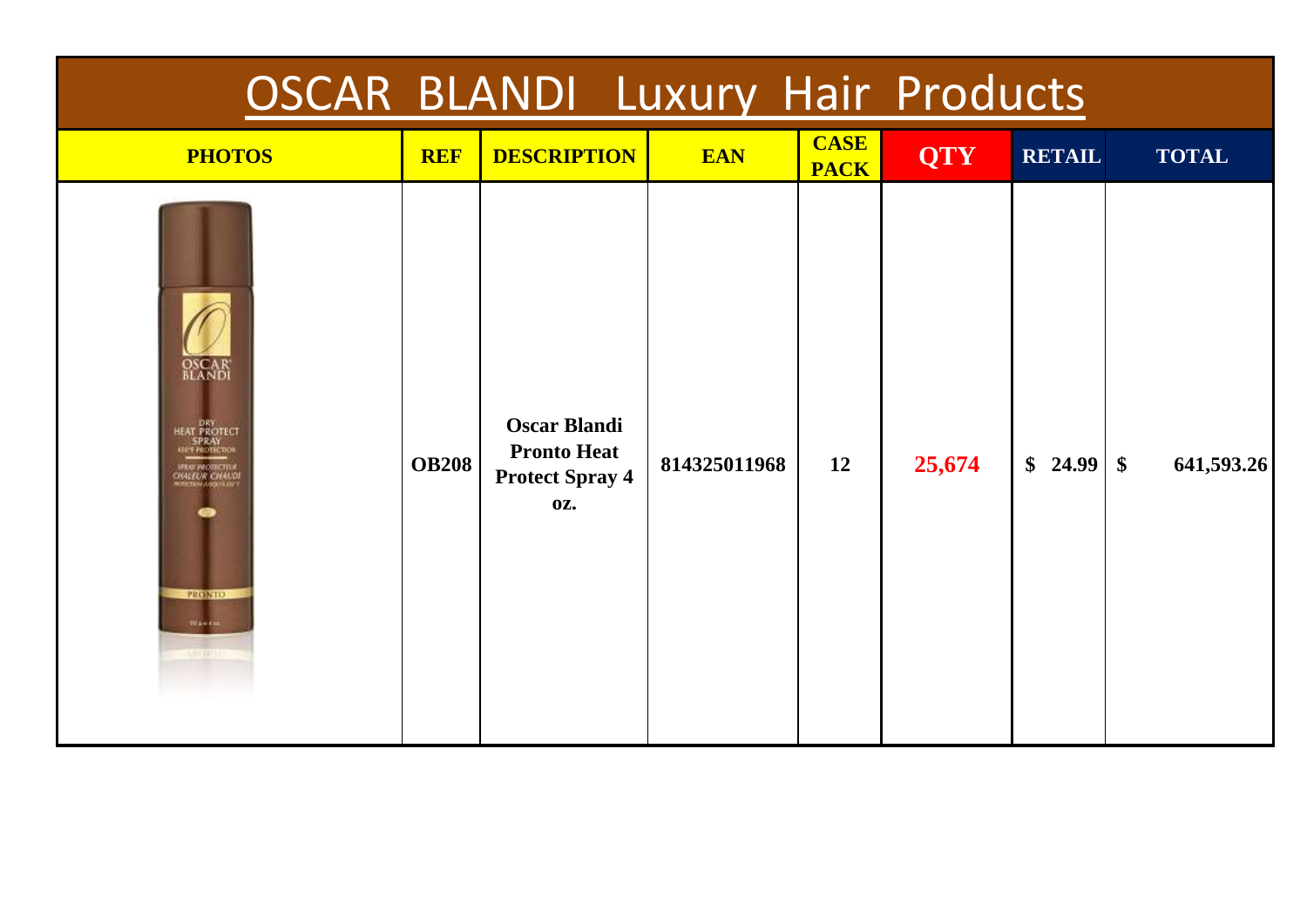# OSCAR BLANDI Luxury Hair Products

| PHOTOS | REF | DESCRIPTION | EAN | CASE PACK | QTY | RETAIL | TOTAL |
|---|---|---|---|---|---|---|---|
| | **OB208** | **Oscar Blandi Pronto Heat Protect Spray 4 oz.** | **814325011968** | **12** | **25,674** | **$ 24.99** | **$ 641,593.26** |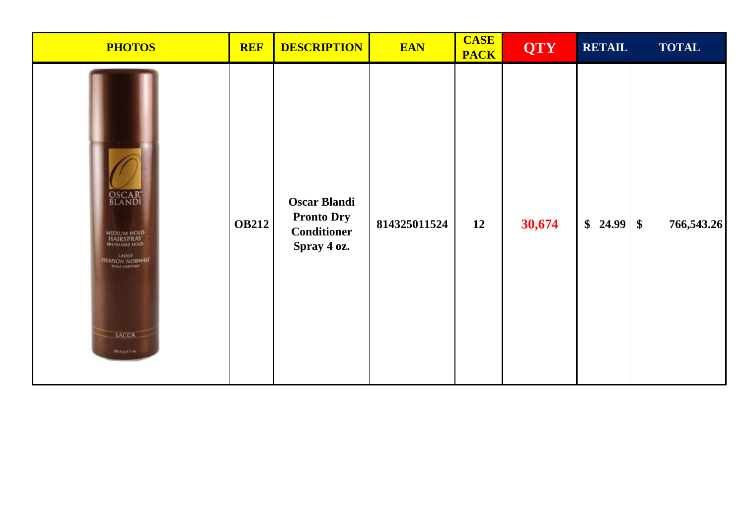| PHOTOS | REF | DESCRIPTION | EAN | CASE PACK | QTY | RETAIL | TOTAL |
|---|---|---|---|---|---|---|---|
| | OB212 | Oscar Blandi Pronto Dry Conditioner Spray 4 oz. | 814325011524 | 12 | 30,674 | $ 24.99 | $ 766,543.26 |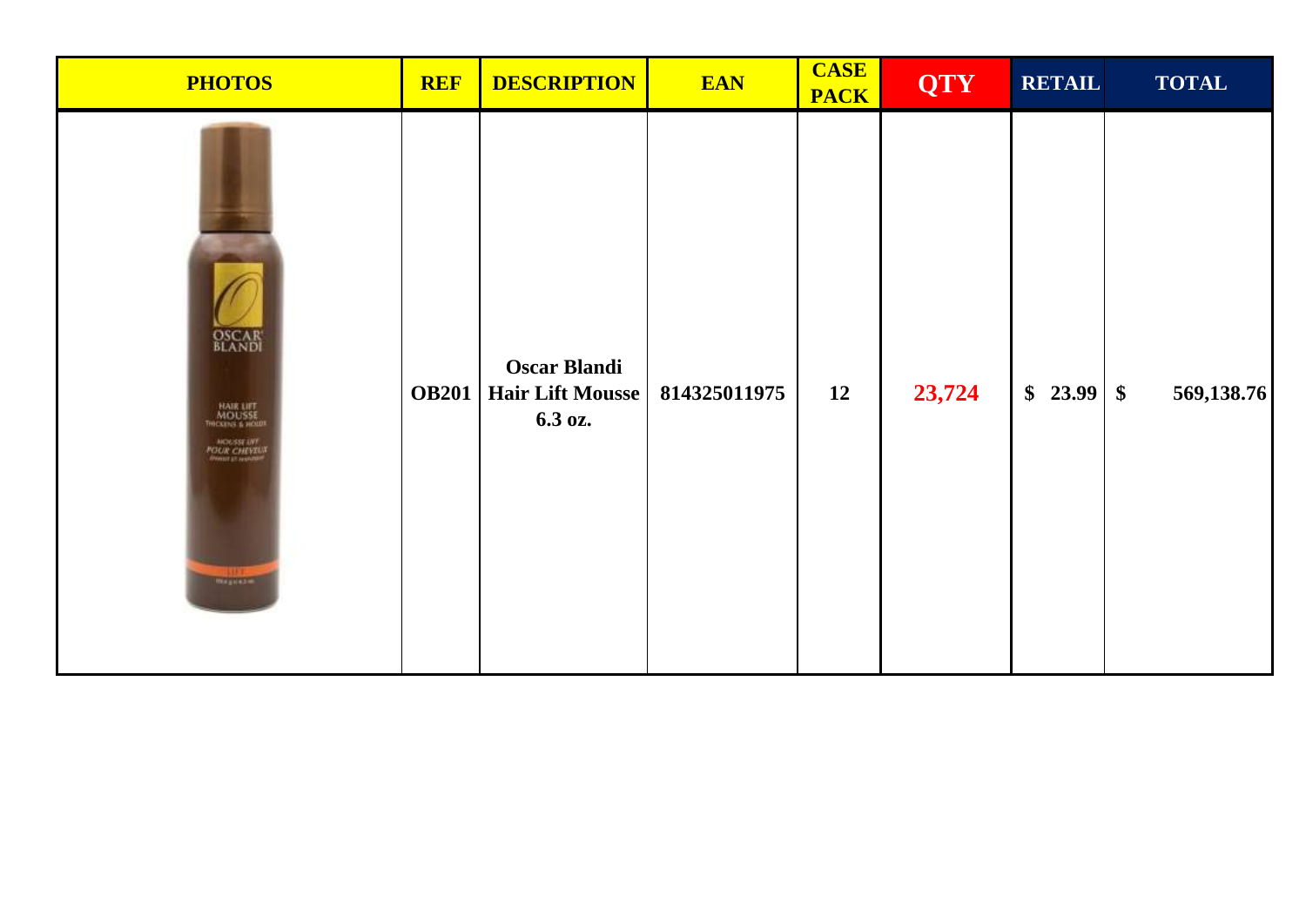| PHOTOS | REF | DESCRIPTION | EAN | CASE PACK | QTY | RETAIL | TOTAL |
|---|---|---|---|---|---|---|---|
| | OB201 | Oscar Blandi Hair Lift Mousse 6.3 oz. | 814325011975 | 12 | 23,724 | $ 23.99 | $ 569,138.76 |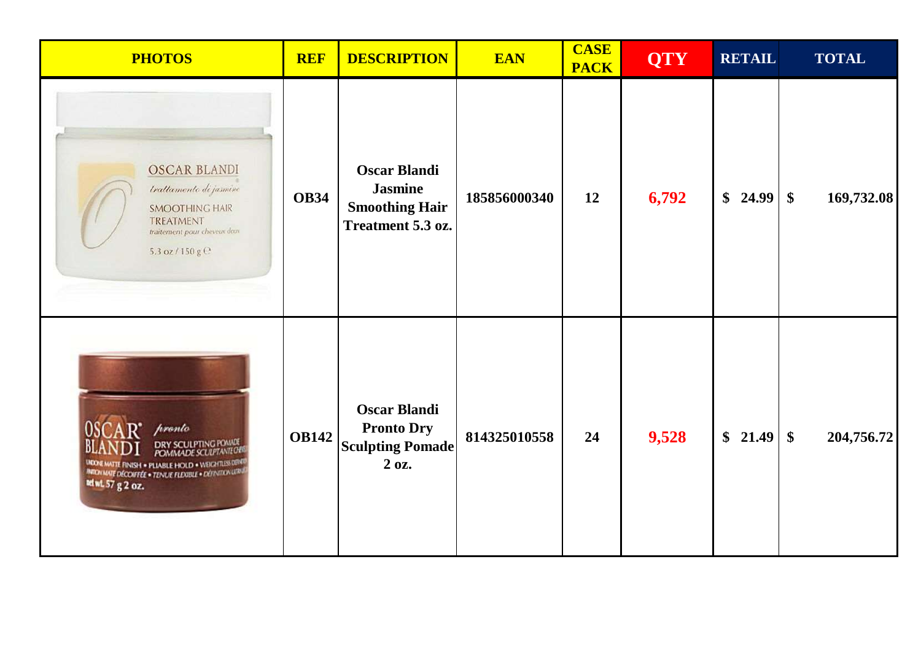| PHOTOS | REF | DESCRIPTION | EAN | CASE PACK | QTY | RETAIL | TOTAL |
|---|---|---|---|---|---|---|---|
| | OB34 | Oscar Blandi Jasmine Smoothing Hair Treatment 5.3 oz. | 185856000340 | 12 | 6,792 | $ 24.99 | $ 169,732.08 |
| | OB142 | Oscar Blandi Pronto Dry Sculpting Pomade 2 oz. | 814325010558 | 24 | 9,528 | $ 21.49 | $ 204,756.72 |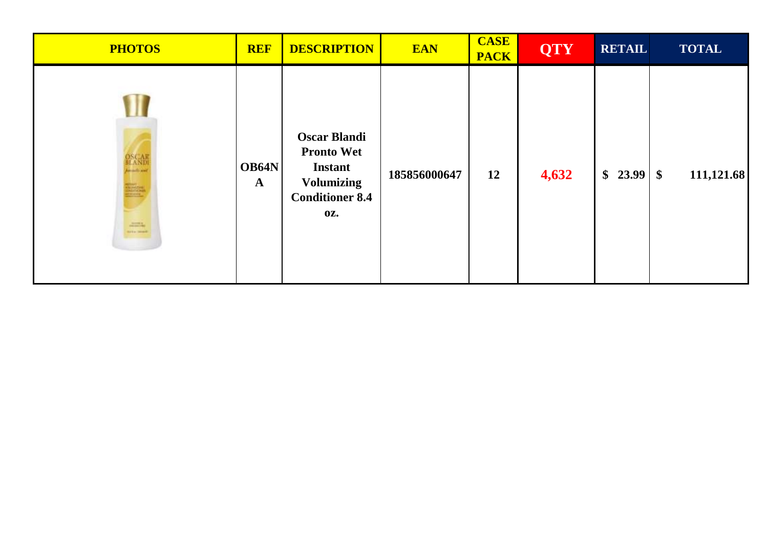| PHOTOS | REF | DESCRIPTION | EAN | CASE PACK | QTY | RETAIL | TOTAL |
|---|---|---|---|---|---|---|---|
| | OB64NA | Oscar Blandi Pronto Wet Instant Volumizing Conditioner 8.4 oz. | 185856000647 | 12 | 4,632 | $ 23.99 | $ 111,121.68 |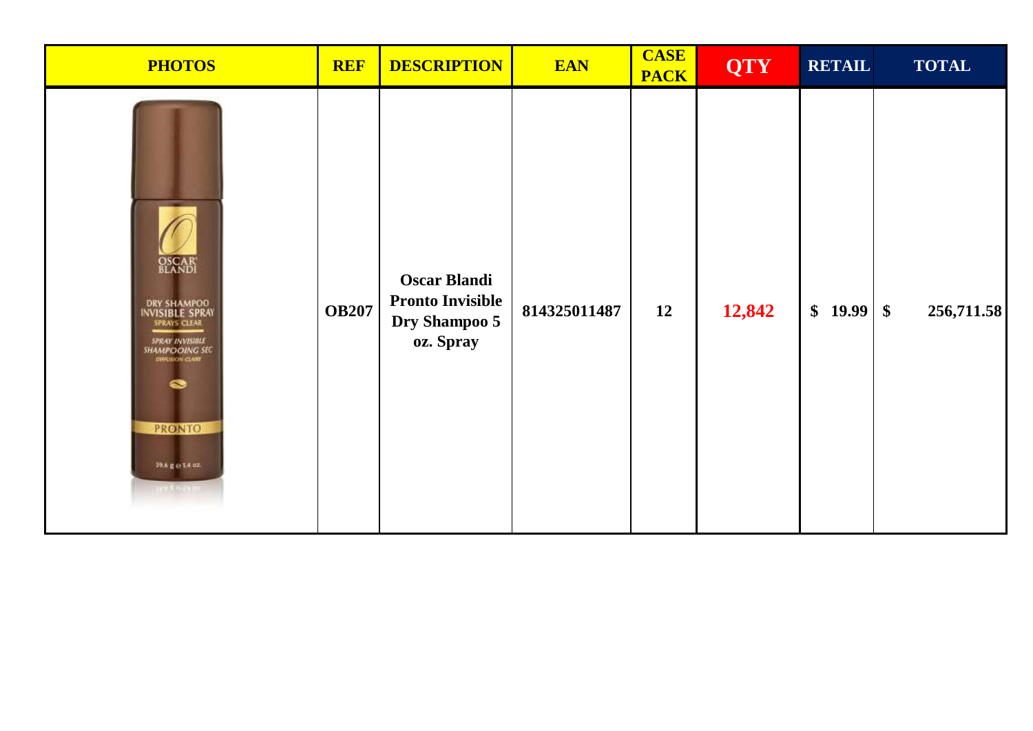| PHOTOS | REF | DESCRIPTION | EAN | CASE PACK | QTY | RETAIL | TOTAL |
|---|---|---|---|---|---|---|---|
| | **OB207** | **Oscar Blandi Pronto Invisible Dry Shampoo 5 oz. Spray** | **814325011487** | **12** | **12,842** | **$ 19.99** | **$ 256,711.58** |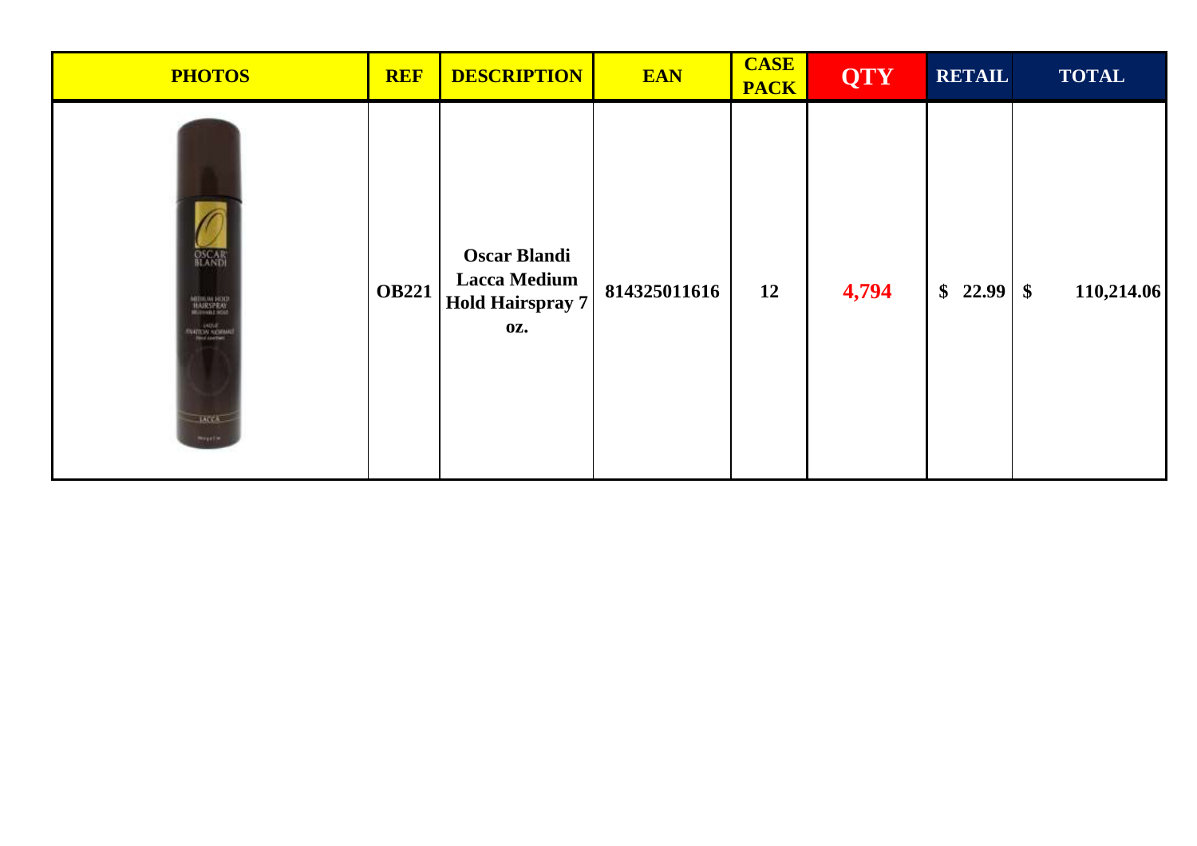| PHOTOS | REF | DESCRIPTION | EAN | CASE PACK | QTY | RETAIL | TOTAL |
|---|---|---|---|---|---|---|---|
| | OB221 | Oscar Blandi Lacca Medium Hold Hairspray 7 oz. | 814325011616 | 12 | 4,794 | $ 22.99 | $ 110,214.06 |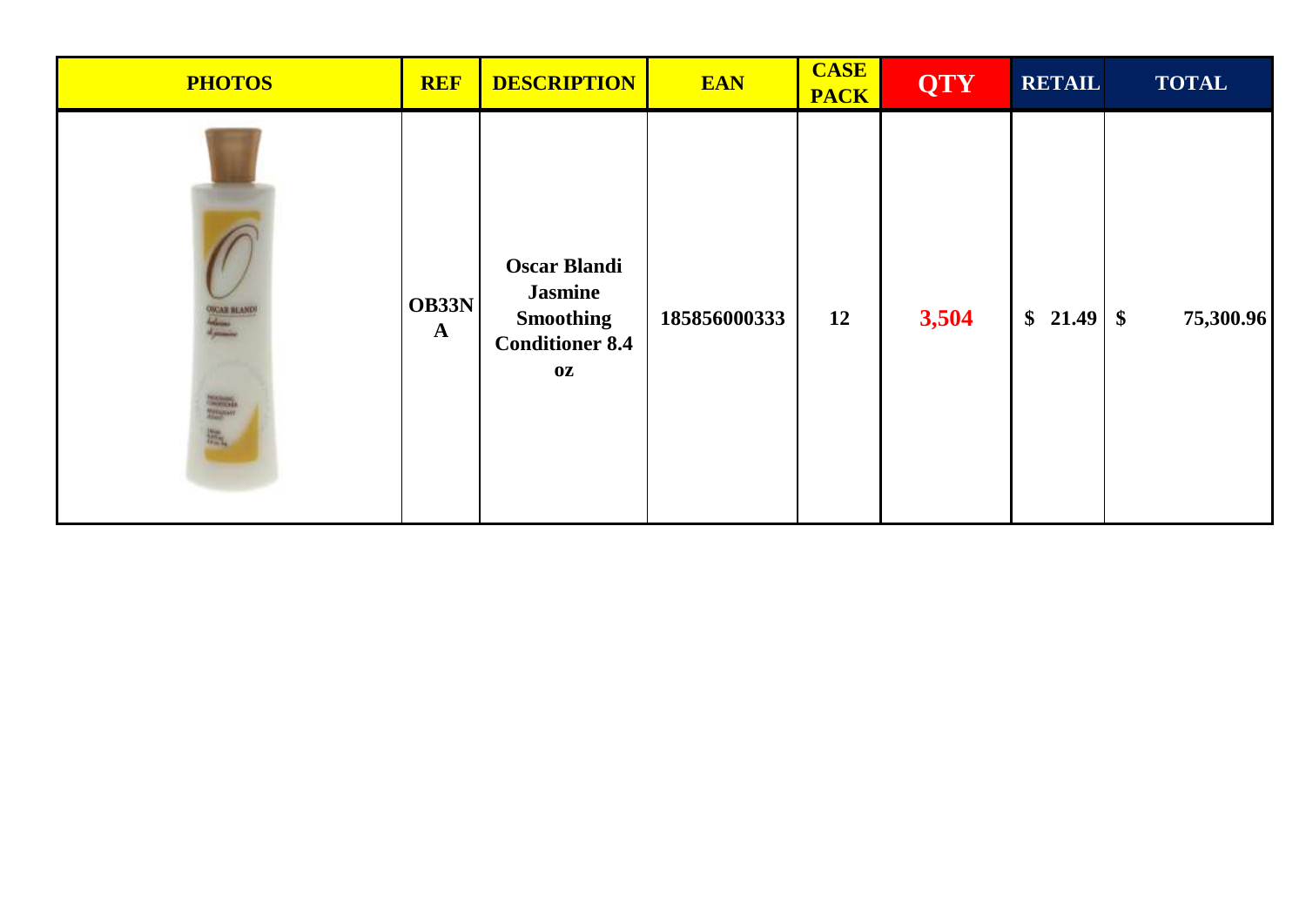| PHOTOS | REF | DESCRIPTION | EAN | CASE PACK | QTY | RETAIL | TOTAL |
|---|---|---|---|---|---|---|---|
| | OB33NA | Oscar Blandi Jasmine Smoothing Conditioner 8.4 oz | 185856000333 | 12 | 3,504 | $ 21.49 | $ 75,300.96 |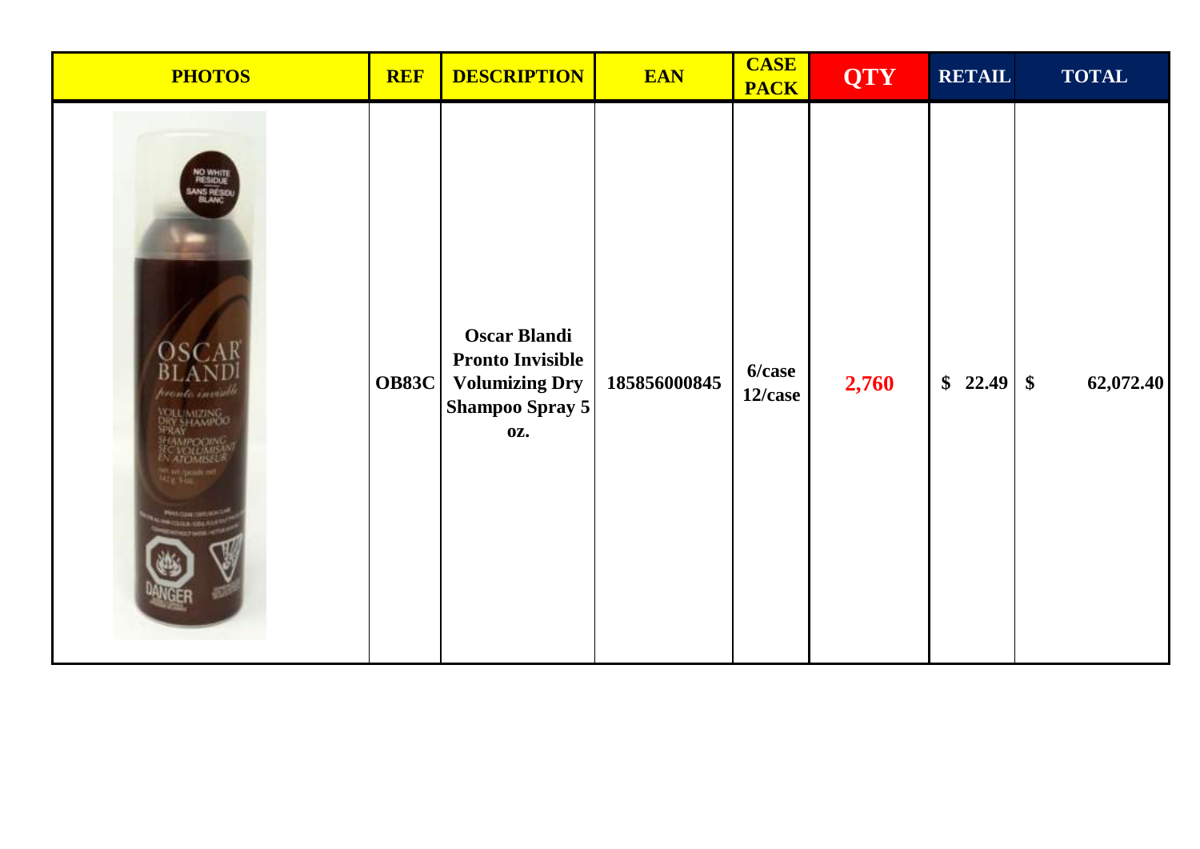| PHOTOS | REF | DESCRIPTION | EAN | CASE PACK | QTY | RETAIL | TOTAL |
|---|---|---|---|---|---|---|---|
| | OB83C | Oscar Blandi Pronto Invisible Volumizing Dry Shampoo Spray 5 oz. | 185856000845 | 6/case 12/case | 2,760 | $ 22.49 | $ 62,072.40 |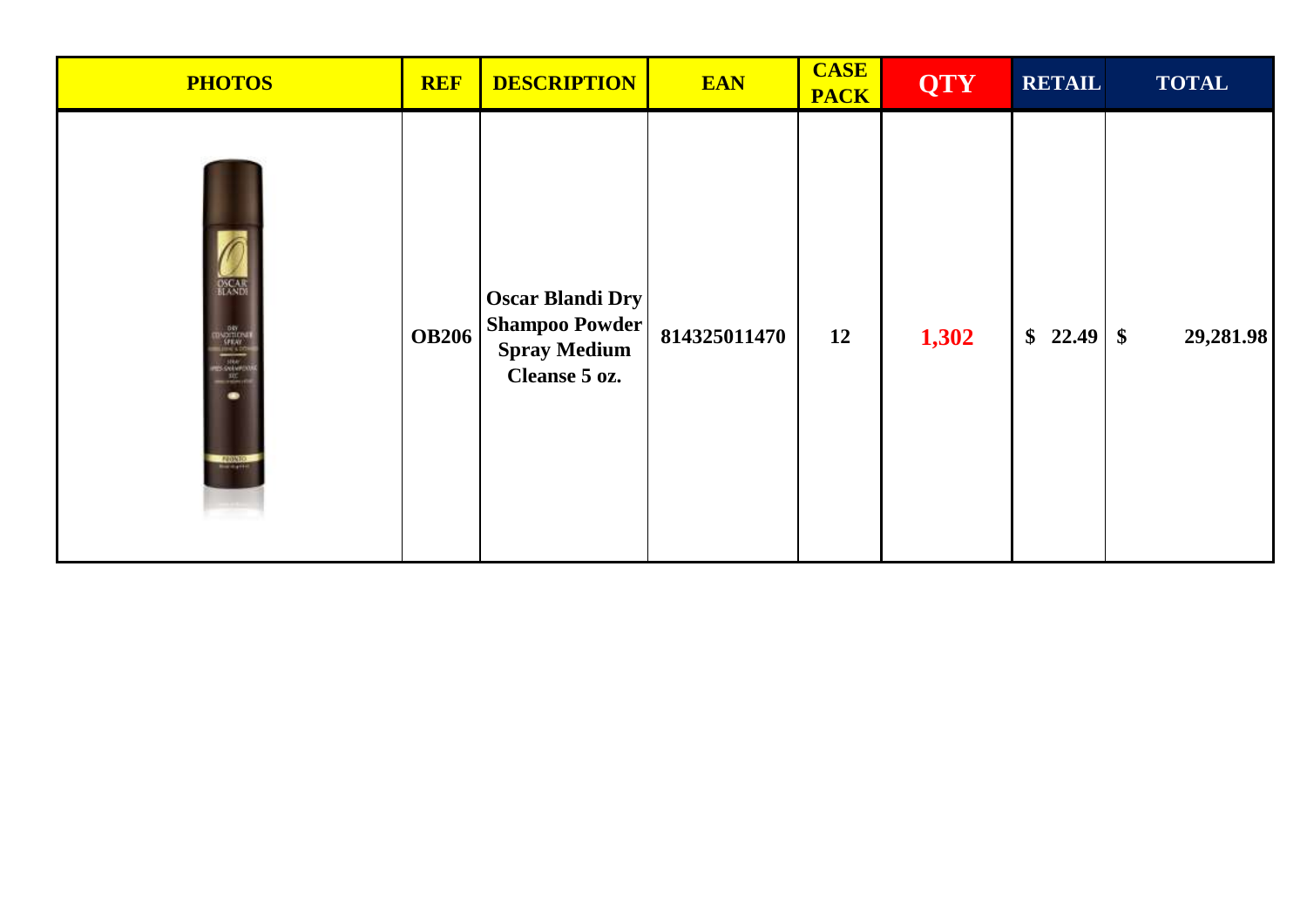| PHOTOS | REF | DESCRIPTION | EAN | CASE PACK | QTY | RETAIL | TOTAL |
|---|---|---|---|---|---|---|---|
| | OB206 | Oscar Blandi Dry Shampoo Powder Spray Medium Cleanse 5 oz. | 814325011470 | 12 | 1,302 | $ 22.49 | $ 29,281.98 |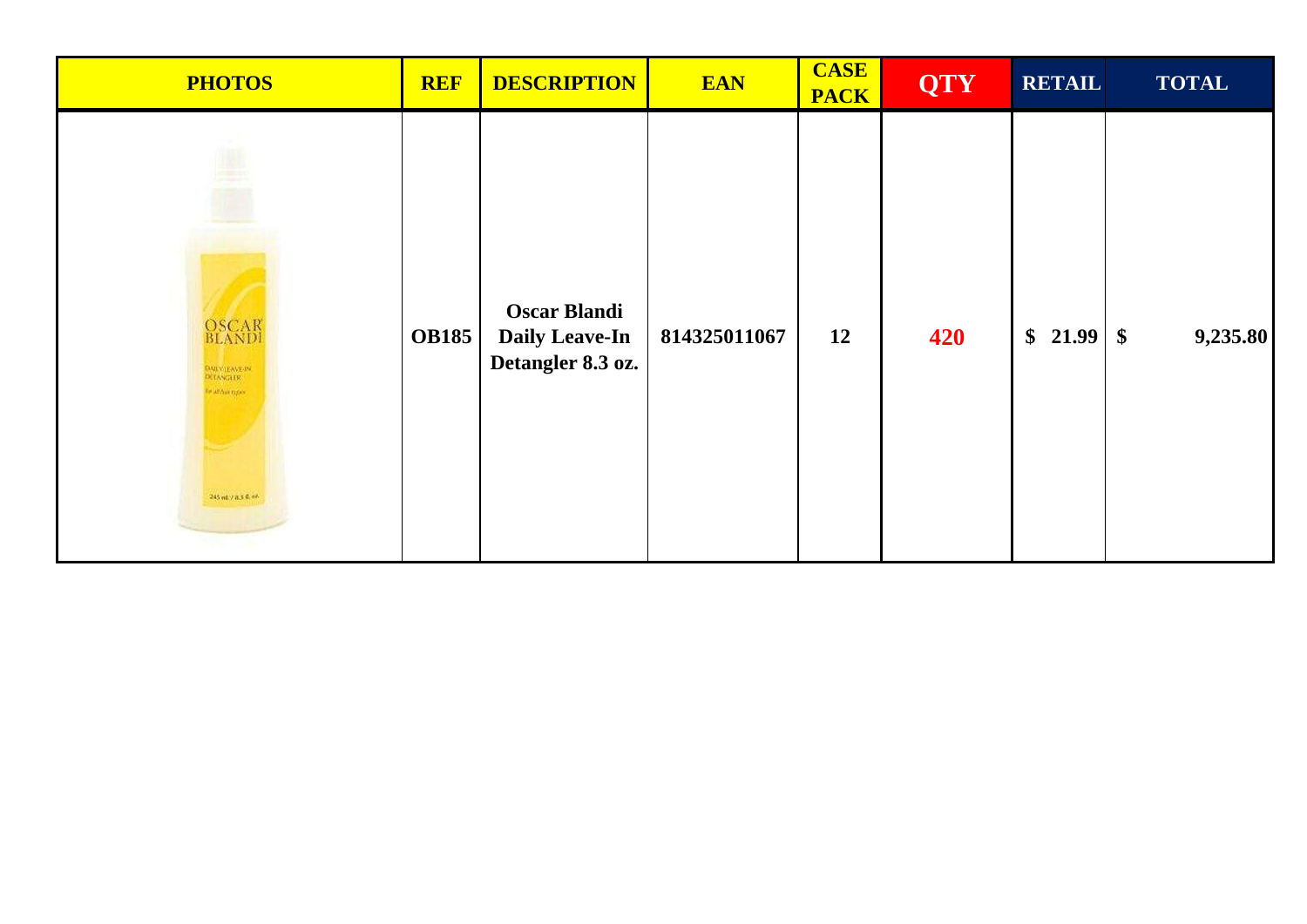| PHOTOS | REF | DESCRIPTION | EAN | CASE PACK | QTY | RETAIL | TOTAL |
|---|---|---|---|---|---|---|---|
| | OB185 | Oscar Blandi Daily Leave-In Detangler 8.3 oz. | 814325011067 | 12 | 420 | $ 21.99 | $ 9,235.80 |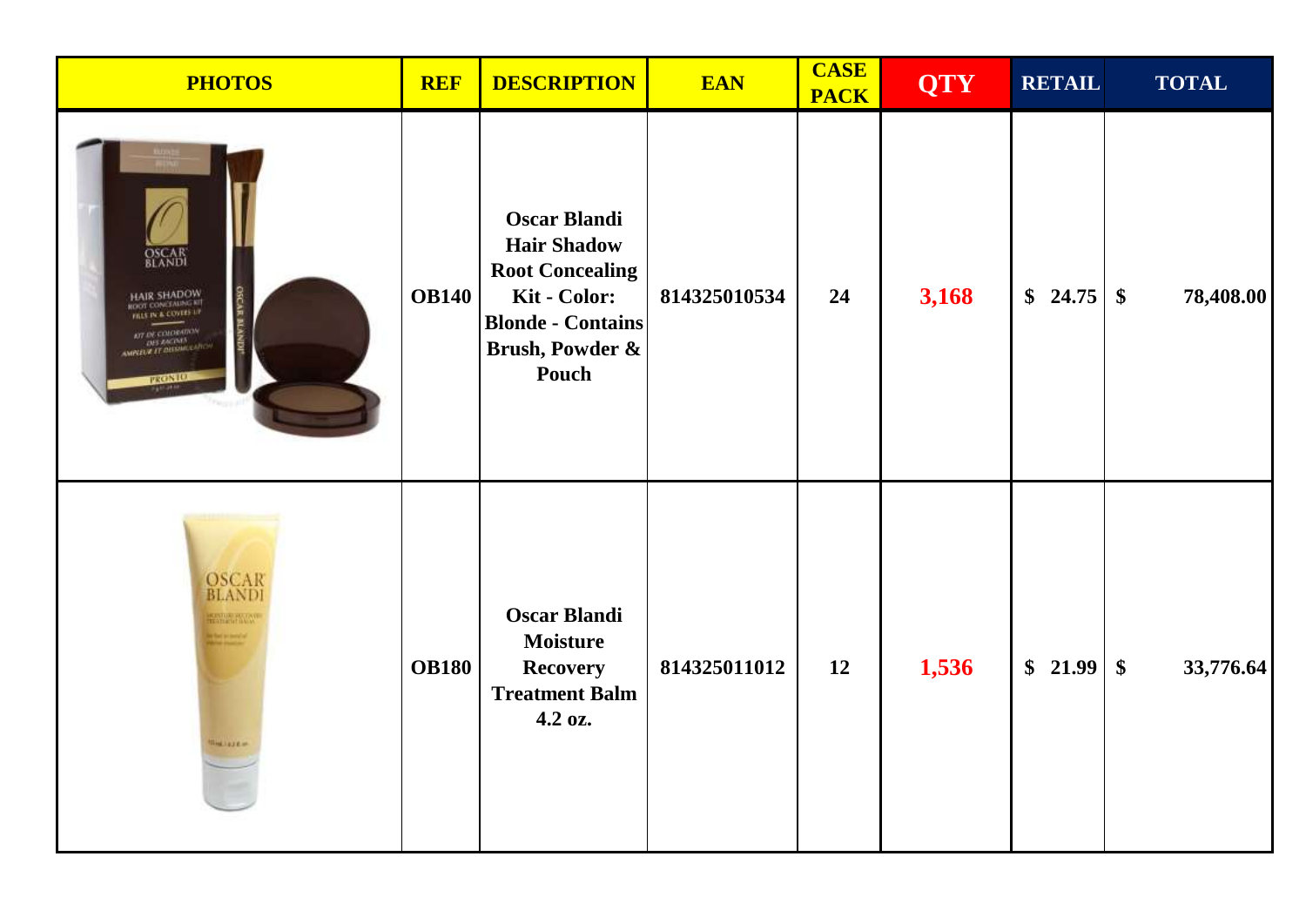| PHOTOS | REF | DESCRIPTION | EAN | CASE PACK | QTY | RETAIL | TOTAL |
|---|---|---|---|---|---|---|---|
| | OB140 | Oscar Blandi Hair Shadow Root Concealing Kit - Color: Blonde - Contains Brush, Powder & Pouch | 814325010534 | 24 | 3,168 | $ 24.75 | $ 78,408.00 |
| | OB180 | Oscar Blandi Moisture Recovery Treatment Balm 4.2 oz. | 814325011012 | 12 | 1,536 | $ 21.99 | $ 33,776.64 |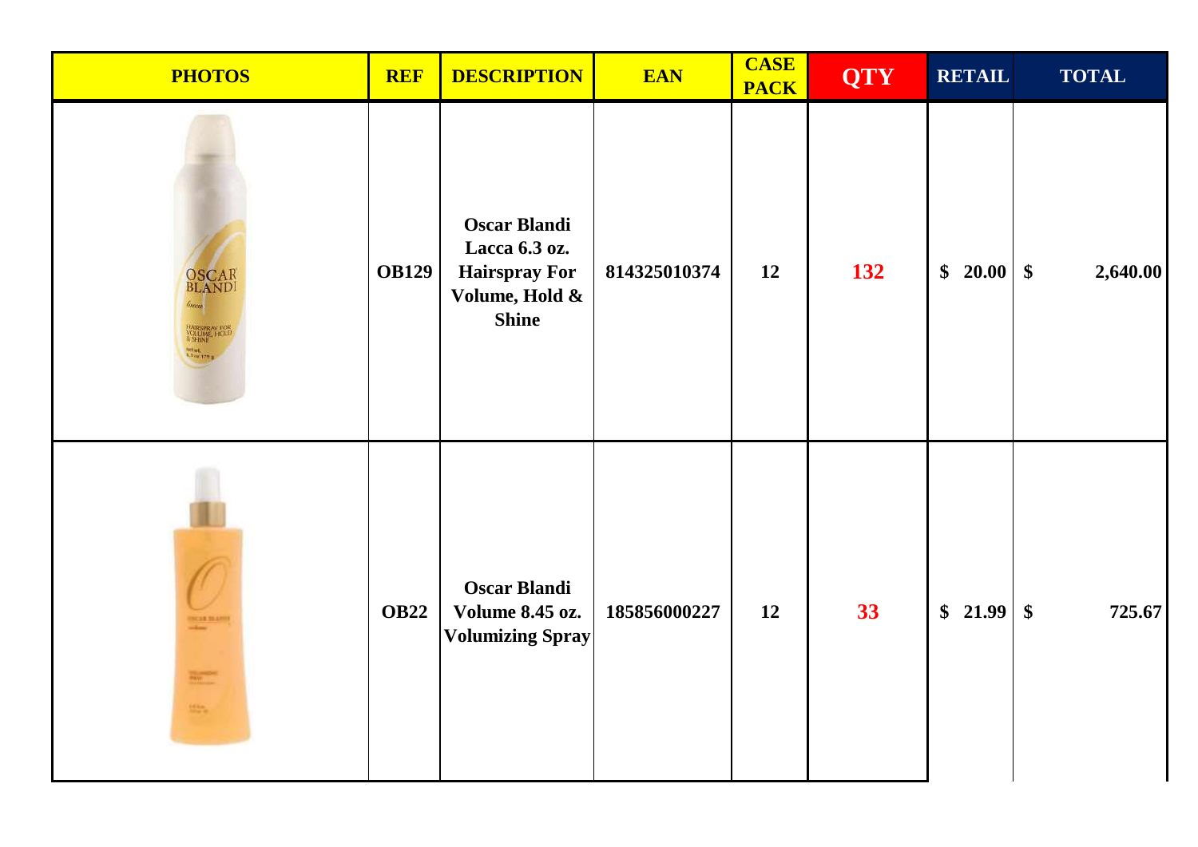| PHOTOS | REF | DESCRIPTION | EAN | CASE PACK | QTY | RETAIL | TOTAL |
|---|---|---|---|---|---|---|---|
| | OB129 | Oscar Blandi Lacca 6.3 oz. Hairspray For Volume, Hold & Shine | 814325010374 | 12 | 132 | $ 20.00 | $ 2,640.00 |
| | OB22 | Oscar Blandi Volume 8.45 oz. Volumizing Spray | 185856000227 | 12 | 33 | $ 21.99 | $ 725.67 |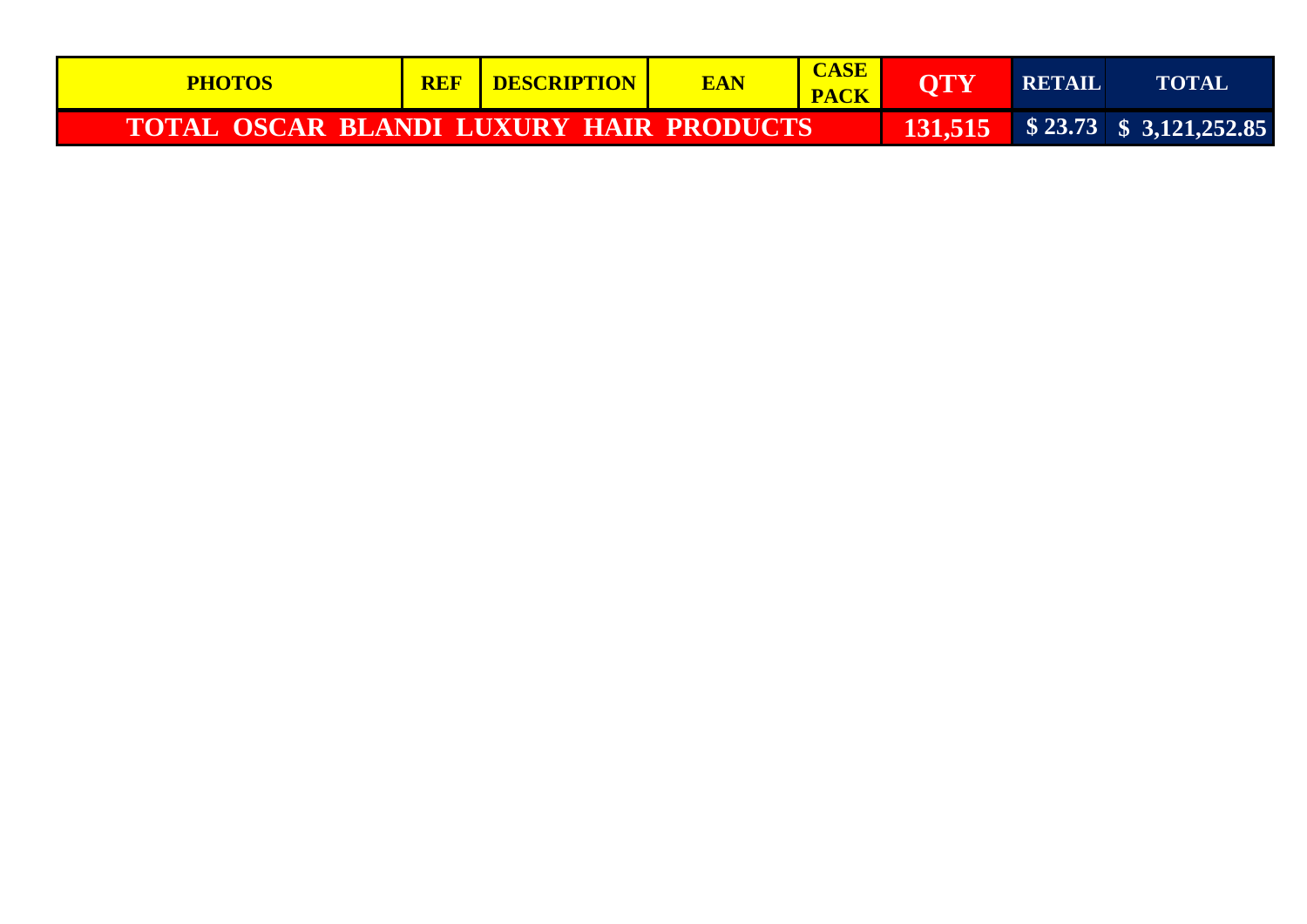| PHOTOS | REF | DESCRIPTION | EAN | CASE PACK | QTY | RETAIL | TOTAL |
|---|---|---|---|---|---|---|---|
| TOTAL OSCAR BLANDI LUXURY HAIR PRODUCTS | | | | | 131,515 | $ 23.73 | $ 3,121,252.85 |